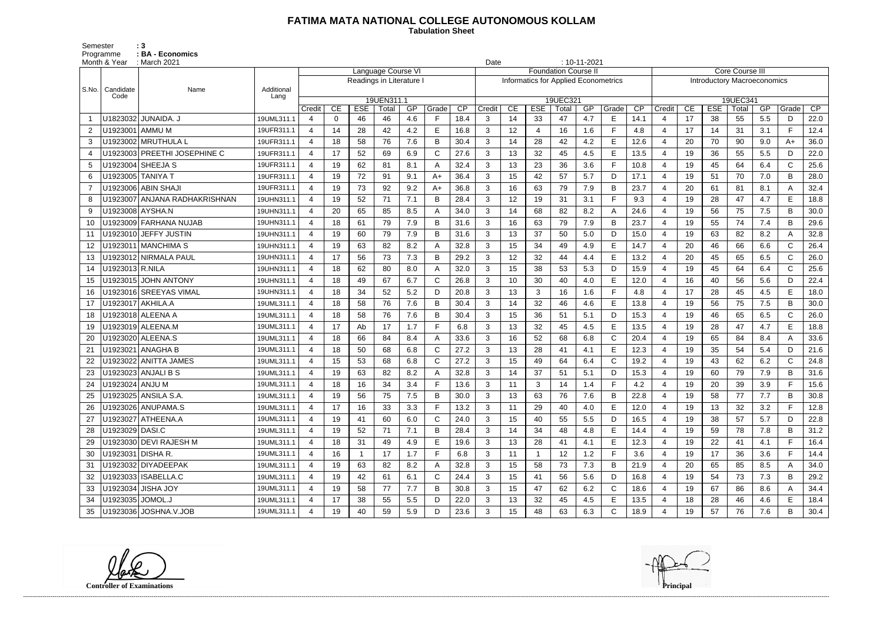# FATIMA MATA NATIONAL COLLEGE AUTONOMOUS KOLLAM

**Tabulation Sheet**

Semester : 3
Programme : BA - Economics
Month & Year : March 2021
Date : 10-11-2021

| S.No. | Candidate Code | Name | Additional Lang | Language Course VI | | | | | | | Foundation Course II | | | | | | | Core Course III | | | | | | |
|---|---|---|---|---|---|---|---|---|---|---|---|---|---|---|---|---|---|---|---|---|---|---|---|---|
| | | | | Readings in Literature I | | | | | | | Informatics for Applied Econometrics | | | | | | | Introductory Macroeconomics | | | | | | |
| | | | | 19UEN311.1 | | | | | | | 19UEC321 | | | | | | | 19UEC341 | | | | | | |
| | | | | Credit | CE | ESE | Total | GP | Grade | CP | Credit | CE | ESE | Total | GP | Grade | CP | Credit | CE | ESE | Total | GP | Grade | CP |
| 1 | U1823032 | JUNAIDA. J | 19UML311.1 | 4 | 0 | 46 | 46 | 4.6 | F | 18.4 | 3 | 14 | 33 | 47 | 4.7 | E | 14.1 | 4 | 17 | 38 | 55 | 5.5 | D | 22.0 |
| 2 | U1923001 | AMMU M | 19UFR311.1 | 4 | 14 | 28 | 42 | 4.2 | E | 16.8 | 3 | 12 | 4 | 16 | 1.6 | F | 4.8 | 4 | 17 | 14 | 31 | 3.1 | F | 12.4 |
| 3 | U1923002 | MRUTHULA L | 19UFR311.1 | 4 | 18 | 58 | 76 | 7.6 | B | 30.4 | 3 | 14 | 28 | 42 | 4.2 | E | 12.6 | 4 | 20 | 70 | 90 | 9.0 | A+ | 36.0 |
| 4 | U1923003 | PREETHI JOSEPHINE C | 19UFR311.1 | 4 | 17 | 52 | 69 | 6.9 | C | 27.6 | 3 | 13 | 32 | 45 | 4.5 | E | 13.5 | 4 | 19 | 36 | 55 | 5.5 | D | 22.0 |
| 5 | U1923004 | SHEEJA S | 19UFR311.1 | 4 | 19 | 62 | 81 | 8.1 | A | 32.4 | 3 | 13 | 23 | 36 | 3.6 | F | 10.8 | 4 | 19 | 45 | 64 | 6.4 | C | 25.6 |
| 6 | U1923005 | TANIYA T | 19UFR311.1 | 4 | 19 | 72 | 91 | 9.1 | A+ | 36.4 | 3 | 15 | 42 | 57 | 5.7 | D | 17.1 | 4 | 19 | 51 | 70 | 7.0 | B | 28.0 |
| 7 | U1923006 | ABIN SHAJI | 19UFR311.1 | 4 | 19 | 73 | 92 | 9.2 | A+ | 36.8 | 3 | 16 | 63 | 79 | 7.9 | B | 23.7 | 4 | 20 | 61 | 81 | 8.1 | A | 32.4 |
| 8 | U1923007 | ANJANA RADHAKRISHNAN | 19UHN311.1 | 4 | 19 | 52 | 71 | 7.1 | B | 28.4 | 3 | 12 | 19 | 31 | 3.1 | F | 9.3 | 4 | 19 | 28 | 47 | 4.7 | E | 18.8 |
| 9 | U1923008 | AYSHA.N | 19UHN311.1 | 4 | 20 | 65 | 85 | 8.5 | A | 34.0 | 3 | 14 | 68 | 82 | 8.2 | A | 24.6 | 4 | 19 | 56 | 75 | 7.5 | B | 30.0 |
| 10 | U1923009 | FARHANA NUJAB | 19UHN311.1 | 4 | 18 | 61 | 79 | 7.9 | B | 31.6 | 3 | 16 | 63 | 79 | 7.9 | B | 23.7 | 4 | 19 | 55 | 74 | 7.4 | B | 29.6 |
| 11 | U1923010 | JEFFY JUSTIN | 19UHN311.1 | 4 | 19 | 60 | 79 | 7.9 | B | 31.6 | 3 | 13 | 37 | 50 | 5.0 | D | 15.0 | 4 | 19 | 63 | 82 | 8.2 | A | 32.8 |
| 12 | U1923011 | MANCHIMA S | 19UHN311.1 | 4 | 19 | 63 | 82 | 8.2 | A | 32.8 | 3 | 15 | 34 | 49 | 4.9 | E | 14.7 | 4 | 20 | 46 | 66 | 6.6 | C | 26.4 |
| 13 | U1923012 | NIRMALA PAUL | 19UHN311.1 | 4 | 17 | 56 | 73 | 7.3 | B | 29.2 | 3 | 12 | 32 | 44 | 4.4 | E | 13.2 | 4 | 20 | 45 | 65 | 6.5 | C | 26.0 |
| 14 | U1923013 | R.NILA | 19UHN311.1 | 4 | 18 | 62 | 80 | 8.0 | A | 32.0 | 3 | 15 | 38 | 53 | 5.3 | D | 15.9 | 4 | 19 | 45 | 64 | 6.4 | C | 25.6 |
| 15 | U1923015 | JOHN ANTONY | 19UHN311.1 | 4 | 18 | 49 | 67 | 6.7 | C | 26.8 | 3 | 10 | 30 | 40 | 4.0 | E | 12.0 | 4 | 16 | 40 | 56 | 5.6 | D | 22.4 |
| 16 | U1923016 | SREEYAS VIMAL | 19UHN311.1 | 4 | 18 | 34 | 52 | 5.2 | D | 20.8 | 3 | 13 | 3 | 16 | 1.6 | F | 4.8 | 4 | 17 | 28 | 45 | 4.5 | E | 18.0 |
| 17 | U1923017 | AKHILA.A | 19UML311.1 | 4 | 18 | 58 | 76 | 7.6 | B | 30.4 | 3 | 14 | 32 | 46 | 4.6 | E | 13.8 | 4 | 19 | 56 | 75 | 7.5 | B | 30.0 |
| 18 | U1923018 | ALEENA A | 19UML311.1 | 4 | 18 | 58 | 76 | 7.6 | B | 30.4 | 3 | 15 | 36 | 51 | 5.1 | D | 15.3 | 4 | 19 | 46 | 65 | 6.5 | C | 26.0 |
| 19 | U1923019 | ALEENA.M | 19UML311.1 | 4 | 17 | Ab | 17 | 1.7 | F | 6.8 | 3 | 13 | 32 | 45 | 4.5 | E | 13.5 | 4 | 19 | 28 | 47 | 4.7 | E | 18.8 |
| 20 | U1923020 | ALEENA.S | 19UML311.1 | 4 | 18 | 66 | 84 | 8.4 | A | 33.6 | 3 | 16 | 52 | 68 | 6.8 | C | 20.4 | 4 | 19 | 65 | 84 | 8.4 | A | 33.6 |
| 21 | U1923021 | ANAGHA B | 19UML311.1 | 4 | 18 | 50 | 68 | 6.8 | C | 27.2 | 3 | 13 | 28 | 41 | 4.1 | E | 12.3 | 4 | 19 | 35 | 54 | 5.4 | D | 21.6 |
| 22 | U1923022 | ANITTA JAMES | 19UML311.1 | 4 | 15 | 53 | 68 | 6.8 | C | 27.2 | 3 | 15 | 49 | 64 | 6.4 | C | 19.2 | 4 | 19 | 43 | 62 | 6.2 | C | 24.8 |
| 23 | U1923023 | ANJALI B S | 19UML311.1 | 4 | 19 | 63 | 82 | 8.2 | A | 32.8 | 3 | 14 | 37 | 51 | 5.1 | D | 15.3 | 4 | 19 | 60 | 79 | 7.9 | B | 31.6 |
| 24 | U1923024 | ANJU M | 19UML311.1 | 4 | 18 | 16 | 34 | 3.4 | F | 13.6 | 3 | 11 | 3 | 14 | 1.4 | F | 4.2 | 4 | 19 | 20 | 39 | 3.9 | F | 15.6 |
| 25 | U1923025 | ANSILA S.A. | 19UML311.1 | 4 | 19 | 56 | 75 | 7.5 | B | 30.0 | 3 | 13 | 63 | 76 | 7.6 | B | 22.8 | 4 | 19 | 58 | 77 | 7.7 | B | 30.8 |
| 26 | U1923026 | ANUPAMA.S | 19UML311.1 | 4 | 17 | 16 | 33 | 3.3 | F | 13.2 | 3 | 11 | 29 | 40 | 4.0 | E | 12.0 | 4 | 19 | 13 | 32 | 3.2 | F | 12.8 |
| 27 | U1923027 | ATHEENA.A | 19UML311.1 | 4 | 19 | 41 | 60 | 6.0 | C | 24.0 | 3 | 15 | 40 | 55 | 5.5 | D | 16.5 | 4 | 19 | 38 | 57 | 5.7 | D | 22.8 |
| 28 | U1923029 | DASI.C | 19UML311.1 | 4 | 19 | 52 | 71 | 7.1 | B | 28.4 | 3 | 14 | 34 | 48 | 4.8 | E | 14.4 | 4 | 19 | 59 | 78 | 7.8 | B | 31.2 |
| 29 | U1923030 | DEVI RAJESH M | 19UML311.1 | 4 | 18 | 31 | 49 | 4.9 | E | 19.6 | 3 | 13 | 28 | 41 | 4.1 | E | 12.3 | 4 | 19 | 22 | 41 | 4.1 | F | 16.4 |
| 30 | U1923031 | DISHA R. | 19UML311.1 | 4 | 16 | 1 | 17 | 1.7 | F | 6.8 | 3 | 11 | 1 | 12 | 1.2 | F | 3.6 | 4 | 19 | 17 | 36 | 3.6 | F | 14.4 |
| 31 | U1923032 | DIYADEEPAK | 19UML311.1 | 4 | 19 | 63 | 82 | 8.2 | A | 32.8 | 3 | 15 | 58 | 73 | 7.3 | B | 21.9 | 4 | 20 | 65 | 85 | 8.5 | A | 34.0 |
| 32 | U1923033 | ISABELLA.C | 19UML311.1 | 4 | 19 | 42 | 61 | 6.1 | C | 24.4 | 3 | 15 | 41 | 56 | 5.6 | D | 16.8 | 4 | 19 | 54 | 73 | 7.3 | B | 29.2 |
| 33 | U1923034 | JISHA JOY | 19UML311.1 | 4 | 19 | 58 | 77 | 7.7 | B | 30.8 | 3 | 15 | 47 | 62 | 6.2 | C | 18.6 | 4 | 19 | 67 | 86 | 8.6 | A | 34.4 |
| 34 | U1923035 | JOMOL.J | 19UML311.1 | 4 | 17 | 38 | 55 | 5.5 | D | 22.0 | 3 | 13 | 32 | 45 | 4.5 | E | 13.5 | 4 | 18 | 28 | 46 | 4.6 | E | 18.4 |
| 35 | U1923036 | JOSHNA.V.JOB | 19UML311.1 | 4 | 19 | 40 | 59 | 5.9 | D | 23.6 | 3 | 15 | 48 | 63 | 6.3 | C | 18.9 | 4 | 19 | 57 | 76 | 7.6 | B | 30.4 |

Controller of Examinations

Principal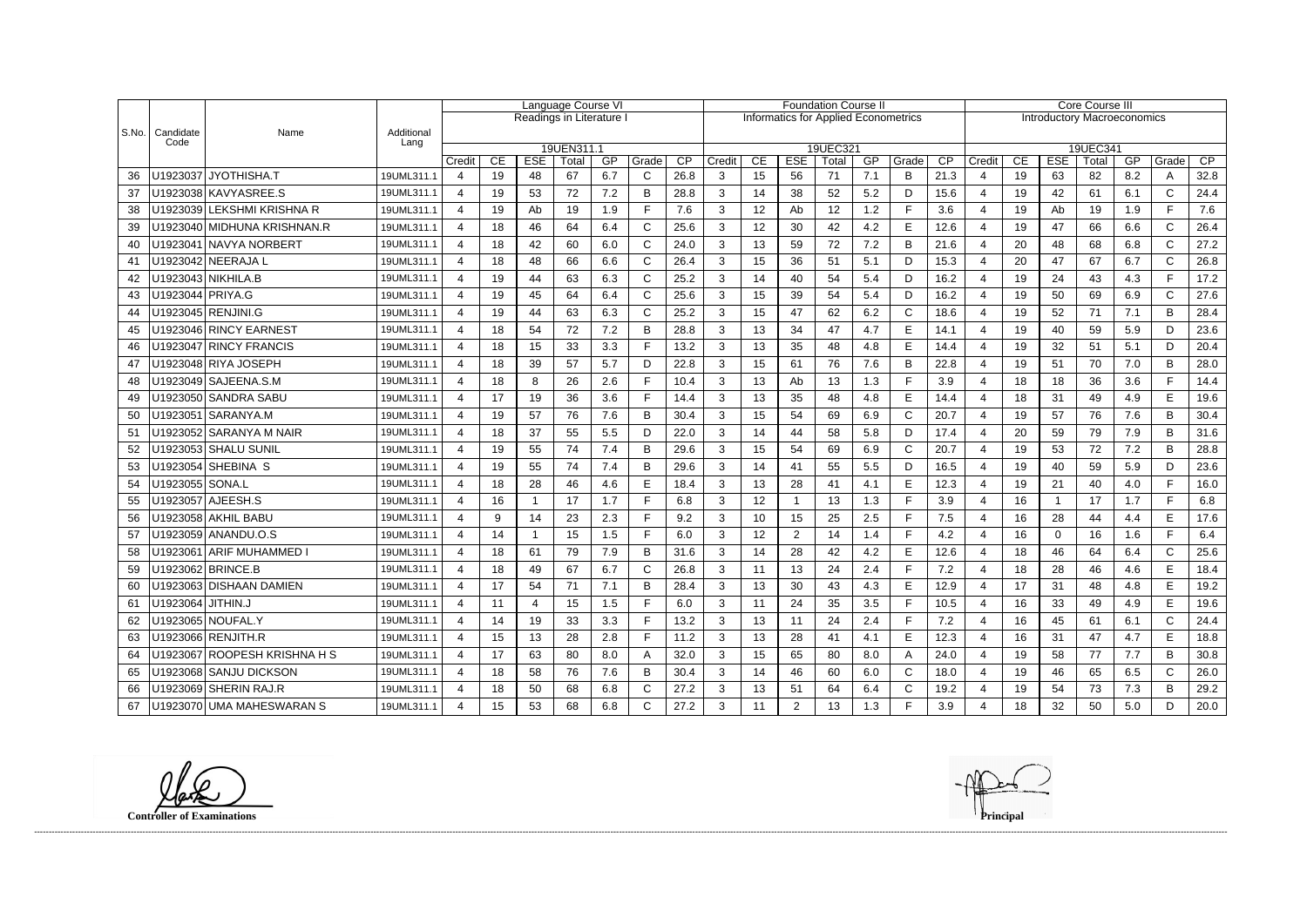| S.No. | Candidate Code | Name | Additional Lang | Language Course VI | | | | | | | Foundation Course II | | | | | | | Core Course III | | | | | | |
|---|---|---|---|---|---|---|---|---|---|---|---|---|---|---|---|---|---|---|---|---|---|---|---|---|
| | | | | Readings in Literature I | | | | | | | Informatics for Applied Econometrics | | | | | | | Introductory Macroeconomics | | | | | | |
| | | | | 19UEN311.1 | | | | | | | 19UEC321 | | | | | | | 19UEC341 | | | | | | |
| | | | | Credit | CE | ESE | Total | GP | Grade | CP | Credit | CE | ESE | Total | GP | Grade | CP | Credit | CE | ESE | Total | GP | Grade | CP |
| 36 | U1923037 | JYOTHISHA.T | 19UML311.1 | 4 | 19 | 48 | 67 | 6.7 | C | 26.8 | 3 | 15 | 56 | 71 | 7.1 | B | 21.3 | 4 | 19 | 63 | 82 | 8.2 | A | 32.8 |
| 37 | U1923038 | KAVYASREE.S | 19UML311.1 | 4 | 19 | 53 | 72 | 7.2 | B | 28.8 | 3 | 14 | 38 | 52 | 5.2 | D | 15.6 | 4 | 19 | 42 | 61 | 6.1 | C | 24.4 |
| 38 | U1923039 | LEKSHMI KRISHNA R | 19UML311.1 | 4 | 19 | Ab | 19 | 1.9 | F | 7.6 | 3 | 12 | Ab | 12 | 1.2 | F | 3.6 | 4 | 19 | Ab | 19 | 1.9 | F | 7.6 |
| 39 | U1923040 | MIDHUNA KRISHNAN.R | 19UML311.1 | 4 | 18 | 46 | 64 | 6.4 | C | 25.6 | 3 | 12 | 30 | 42 | 4.2 | E | 12.6 | 4 | 19 | 47 | 66 | 6.6 | C | 26.4 |
| 40 | U1923041 | NAVYA NORBERT | 19UML311.1 | 4 | 18 | 42 | 60 | 6.0 | C | 24.0 | 3 | 13 | 59 | 72 | 7.2 | B | 21.6 | 4 | 20 | 48 | 68 | 6.8 | C | 27.2 |
| 41 | U1923042 | NEERAJA L | 19UML311.1 | 4 | 18 | 48 | 66 | 6.6 | C | 26.4 | 3 | 15 | 36 | 51 | 5.1 | D | 15.3 | 4 | 20 | 47 | 67 | 6.7 | C | 26.8 |
| 42 | U1923043 | NIKHILA.B | 19UML311.1 | 4 | 19 | 44 | 63 | 6.3 | C | 25.2 | 3 | 14 | 40 | 54 | 5.4 | D | 16.2 | 4 | 19 | 24 | 43 | 4.3 | F | 17.2 |
| 43 | U1923044 | PRIYA.G | 19UML311.1 | 4 | 19 | 45 | 64 | 6.4 | C | 25.6 | 3 | 15 | 39 | 54 | 5.4 | D | 16.2 | 4 | 19 | 50 | 69 | 6.9 | C | 27.6 |
| 44 | U1923045 | RENJINI.G | 19UML311.1 | 4 | 19 | 44 | 63 | 6.3 | C | 25.2 | 3 | 15 | 47 | 62 | 6.2 | C | 18.6 | 4 | 19 | 52 | 71 | 7.1 | B | 28.4 |
| 45 | U1923046 | RINCY EARNEST | 19UML311.1 | 4 | 18 | 54 | 72 | 7.2 | B | 28.8 | 3 | 13 | 34 | 47 | 4.7 | E | 14.1 | 4 | 19 | 40 | 59 | 5.9 | D | 23.6 |
| 46 | U1923047 | RINCY FRANCIS | 19UML311.1 | 4 | 18 | 15 | 33 | 3.3 | F | 13.2 | 3 | 13 | 35 | 48 | 4.8 | E | 14.4 | 4 | 19 | 32 | 51 | 5.1 | D | 20.4 |
| 47 | U1923048 | RIYA JOSEPH | 19UML311.1 | 4 | 18 | 39 | 57 | 5.7 | D | 22.8 | 3 | 15 | 61 | 76 | 7.6 | B | 22.8 | 4 | 19 | 51 | 70 | 7.0 | B | 28.0 |
| 48 | U1923049 | SAJEENA.S.M | 19UML311.1 | 4 | 18 | 8 | 26 | 2.6 | F | 10.4 | 3 | 13 | Ab | 13 | 1.3 | F | 3.9 | 4 | 18 | 18 | 36 | 3.6 | F | 14.4 |
| 49 | U1923050 | SANDRA SABU | 19UML311.1 | 4 | 17 | 19 | 36 | 3.6 | F | 14.4 | 3 | 13 | 35 | 48 | 4.8 | E | 14.4 | 4 | 18 | 31 | 49 | 4.9 | E | 19.6 |
| 50 | U1923051 | SARANYA.M | 19UML311.1 | 4 | 19 | 57 | 76 | 7.6 | B | 30.4 | 3 | 15 | 54 | 69 | 6.9 | C | 20.7 | 4 | 19 | 57 | 76 | 7.6 | B | 30.4 |
| 51 | U1923052 | SARANYA M NAIR | 19UML311.1 | 4 | 18 | 37 | 55 | 5.5 | D | 22.0 | 3 | 14 | 44 | 58 | 5.8 | D | 17.4 | 4 | 20 | 59 | 79 | 7.9 | B | 31.6 |
| 52 | U1923053 | SHALU SUNIL | 19UML311.1 | 4 | 19 | 55 | 74 | 7.4 | B | 29.6 | 3 | 15 | 54 | 69 | 6.9 | C | 20.7 | 4 | 19 | 53 | 72 | 7.2 | B | 28.8 |
| 53 | U1923054 | SHEBINA S | 19UML311.1 | 4 | 19 | 55 | 74 | 7.4 | B | 29.6 | 3 | 14 | 41 | 55 | 5.5 | D | 16.5 | 4 | 19 | 40 | 59 | 5.9 | D | 23.6 |
| 54 | U1923055 | SONA.L | 19UML311.1 | 4 | 18 | 28 | 46 | 4.6 | E | 18.4 | 3 | 13 | 28 | 41 | 4.1 | E | 12.3 | 4 | 19 | 21 | 40 | 4.0 | F | 16.0 |
| 55 | U1923057 | AJEESH.S | 19UML311.1 | 4 | 16 | 1 | 17 | 1.7 | F | 6.8 | 3 | 12 | 1 | 13 | 1.3 | F | 3.9 | 4 | 16 | 1 | 17 | 1.7 | F | 6.8 |
| 56 | U1923058 | AKHIL BABU | 19UML311.1 | 4 | 9 | 14 | 23 | 2.3 | F | 9.2 | 3 | 10 | 15 | 25 | 2.5 | F | 7.5 | 4 | 16 | 28 | 44 | 4.4 | E | 17.6 |
| 57 | U1923059 | ANANDU.O.S | 19UML311.1 | 4 | 14 | 1 | 15 | 1.5 | F | 6.0 | 3 | 12 | 2 | 14 | 1.4 | F | 4.2 | 4 | 16 | 0 | 16 | 1.6 | F | 6.4 |
| 58 | U1923061 | ARIF MUHAMMED I | 19UML311.1 | 4 | 18 | 61 | 79 | 7.9 | B | 31.6 | 3 | 14 | 28 | 42 | 4.2 | E | 12.6 | 4 | 18 | 46 | 64 | 6.4 | C | 25.6 |
| 59 | U1923062 | BRINCE.B | 19UML311.1 | 4 | 18 | 49 | 67 | 6.7 | C | 26.8 | 3 | 11 | 13 | 24 | 2.4 | F | 7.2 | 4 | 18 | 28 | 46 | 4.6 | E | 18.4 |
| 60 | U1923063 | DISHAAN DAMIEN | 19UML311.1 | 4 | 17 | 54 | 71 | 7.1 | B | 28.4 | 3 | 13 | 30 | 43 | 4.3 | E | 12.9 | 4 | 17 | 31 | 48 | 4.8 | E | 19.2 |
| 61 | U1923064 | JITHIN.J | 19UML311.1 | 4 | 11 | 4 | 15 | 1.5 | F | 6.0 | 3 | 11 | 24 | 35 | 3.5 | F | 10.5 | 4 | 16 | 33 | 49 | 4.9 | E | 19.6 |
| 62 | U1923065 | NOUFAL.Y | 19UML311.1 | 4 | 14 | 19 | 33 | 3.3 | F | 13.2 | 3 | 13 | 11 | 24 | 2.4 | F | 7.2 | 4 | 16 | 45 | 61 | 6.1 | C | 24.4 |
| 63 | U1923066 | RENJITH.R | 19UML311.1 | 4 | 15 | 13 | 28 | 2.8 | F | 11.2 | 3 | 13 | 28 | 41 | 4.1 | E | 12.3 | 4 | 16 | 31 | 47 | 4.7 | E | 18.8 |
| 64 | U1923067 | ROOPESH KRISHNA H S | 19UML311.1 | 4 | 17 | 63 | 80 | 8.0 | A | 32.0 | 3 | 15 | 65 | 80 | 8.0 | A | 24.0 | 4 | 19 | 58 | 77 | 7.7 | B | 30.8 |
| 65 | U1923068 | SANJU DICKSON | 19UML311.1 | 4 | 18 | 58 | 76 | 7.6 | B | 30.4 | 3 | 14 | 46 | 60 | 6.0 | C | 18.0 | 4 | 19 | 46 | 65 | 6.5 | C | 26.0 |
| 66 | U1923069 | SHERIN RAJ.R | 19UML311.1 | 4 | 18 | 50 | 68 | 6.8 | C | 27.2 | 3 | 13 | 51 | 64 | 6.4 | C | 19.2 | 4 | 19 | 54 | 73 | 7.3 | B | 29.2 |
| 67 | U1923070 | UMA MAHESWARAN S | 19UML311.1 | 4 | 15 | 53 | 68 | 6.8 | C | 27.2 | 3 | 11 | 2 | 13 | 1.3 | F | 3.9 | 4 | 18 | 32 | 50 | 5.0 | D | 20.0 |

**Controller of Examinations**

**Principal**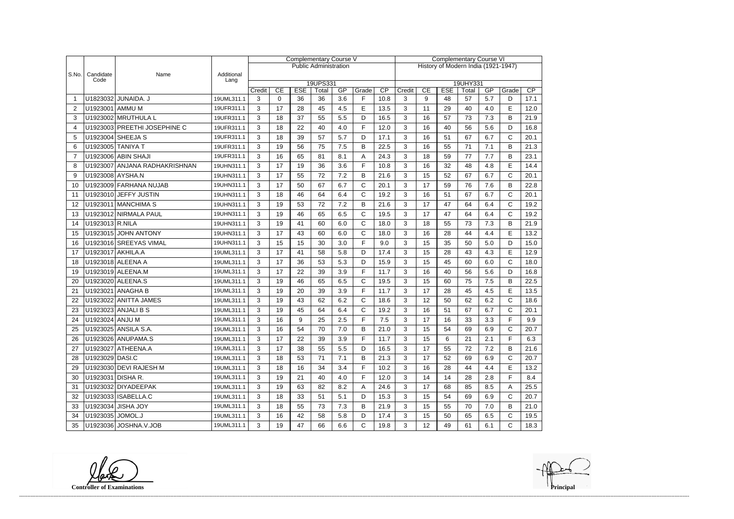| S.No. | Candidate Code | Name | Additional Lang | Complementary Course V | | | | | | | Complementary Course VI | | | | | | |
|---|---|---|---|---|---|---|---|---|---|---|---|---|---|---|---|---|---|
| | | | | Public Administration | | | | | | | History of Modern India (1921-1947) | | | | | | |
| | | | | 19UPS331 | | | | | | | 19UHY331 | | | | | | |
| | | | | Credit | CE | ESE | Total | GP | Grade | CP | Credit | CE | ESE | Total | GP | Grade | CP |
| 1 | U1823032 | JUNAIDA. J | 19UML311.1 | 3 | 0 | 36 | 36 | 3.6 | F | 10.8 | 3 | 9 | 48 | 57 | 5.7 | D | 17.1 |
| 2 | U1923001 | AMMU M | 19UFR311.1 | 3 | 17 | 28 | 45 | 4.5 | E | 13.5 | 3 | 11 | 29 | 40 | 4.0 | E | 12.0 |
| 3 | U1923002 | MRUTHULA L | 19UFR311.1 | 3 | 18 | 37 | 55 | 5.5 | D | 16.5 | 3 | 16 | 57 | 73 | 7.3 | B | 21.9 |
| 4 | U1923003 | PREETHI JOSEPHINE C | 19UFR311.1 | 3 | 18 | 22 | 40 | 4.0 | F | 12.0 | 3 | 16 | 40 | 56 | 5.6 | D | 16.8 |
| 5 | U1923004 | SHEEJA S | 19UFR311.1 | 3 | 18 | 39 | 57 | 5.7 | D | 17.1 | 3 | 16 | 51 | 67 | 6.7 | C | 20.1 |
| 6 | U1923005 | TANIYA T | 19UFR311.1 | 3 | 19 | 56 | 75 | 7.5 | B | 22.5 | 3 | 16 | 55 | 71 | 7.1 | B | 21.3 |
| 7 | U1923006 | ABIN SHAJI | 19UFR311.1 | 3 | 16 | 65 | 81 | 8.1 | A | 24.3 | 3 | 18 | 59 | 77 | 7.7 | B | 23.1 |
| 8 | U1923007 | ANJANA RADHAKRISHNAN | 19UHN311.1 | 3 | 17 | 19 | 36 | 3.6 | F | 10.8 | 3 | 16 | 32 | 48 | 4.8 | E | 14.4 |
| 9 | U1923008 | AYSHA.N | 19UHN311.1 | 3 | 17 | 55 | 72 | 7.2 | B | 21.6 | 3 | 15 | 52 | 67 | 6.7 | C | 20.1 |
| 10 | U1923009 | FARHANA NUJAB | 19UHN311.1 | 3 | 17 | 50 | 67 | 6.7 | C | 20.1 | 3 | 17 | 59 | 76 | 7.6 | B | 22.8 |
| 11 | U1923010 | JEFFY JUSTIN | 19UHN311.1 | 3 | 18 | 46 | 64 | 6.4 | C | 19.2 | 3 | 16 | 51 | 67 | 6.7 | C | 20.1 |
| 12 | U1923011 | MANCHIMA S | 19UHN311.1 | 3 | 19 | 53 | 72 | 7.2 | B | 21.6 | 3 | 17 | 47 | 64 | 6.4 | C | 19.2 |
| 13 | U1923012 | NIRMALA PAUL | 19UHN311.1 | 3 | 19 | 46 | 65 | 6.5 | C | 19.5 | 3 | 17 | 47 | 64 | 6.4 | C | 19.2 |
| 14 | U1923013 | R.NILA | 19UHN311.1 | 3 | 19 | 41 | 60 | 6.0 | C | 18.0 | 3 | 18 | 55 | 73 | 7.3 | B | 21.9 |
| 15 | U1923015 | JOHN ANTONY | 19UHN311.1 | 3 | 17 | 43 | 60 | 6.0 | C | 18.0 | 3 | 16 | 28 | 44 | 4.4 | E | 13.2 |
| 16 | U1923016 | SREEYAS VIMAL | 19UHN311.1 | 3 | 15 | 15 | 30 | 3.0 | F | 9.0 | 3 | 15 | 35 | 50 | 5.0 | D | 15.0 |
| 17 | U1923017 | AKHILA.A | 19UML311.1 | 3 | 17 | 41 | 58 | 5.8 | D | 17.4 | 3 | 15 | 28 | 43 | 4.3 | E | 12.9 |
| 18 | U1923018 | ALEENA A | 19UML311.1 | 3 | 17 | 36 | 53 | 5.3 | D | 15.9 | 3 | 15 | 45 | 60 | 6.0 | C | 18.0 |
| 19 | U1923019 | ALEENA.M | 19UML311.1 | 3 | 17 | 22 | 39 | 3.9 | F | 11.7 | 3 | 16 | 40 | 56 | 5.6 | D | 16.8 |
| 20 | U1923020 | ALEENA.S | 19UML311.1 | 3 | 19 | 46 | 65 | 6.5 | C | 19.5 | 3 | 15 | 60 | 75 | 7.5 | B | 22.5 |
| 21 | U1923021 | ANAGHA B | 19UML311.1 | 3 | 19 | 20 | 39 | 3.9 | F | 11.7 | 3 | 17 | 28 | 45 | 4.5 | E | 13.5 |
| 22 | U1923022 | ANITTA JAMES | 19UML311.1 | 3 | 19 | 43 | 62 | 6.2 | C | 18.6 | 3 | 12 | 50 | 62 | 6.2 | C | 18.6 |
| 23 | U1923023 | ANJALI B S | 19UML311.1 | 3 | 19 | 45 | 64 | 6.4 | C | 19.2 | 3 | 16 | 51 | 67 | 6.7 | C | 20.1 |
| 24 | U1923024 | ANJU M | 19UML311.1 | 3 | 16 | 9 | 25 | 2.5 | F | 7.5 | 3 | 17 | 16 | 33 | 3.3 | F | 9.9 |
| 25 | U1923025 | ANSILA S.A. | 19UML311.1 | 3 | 16 | 54 | 70 | 7.0 | B | 21.0 | 3 | 15 | 54 | 69 | 6.9 | C | 20.7 |
| 26 | U1923026 | ANUPAMA.S | 19UML311.1 | 3 | 17 | 22 | 39 | 3.9 | F | 11.7 | 3 | 15 | 6 | 21 | 2.1 | F | 6.3 |
| 27 | U1923027 | ATHEENA.A | 19UML311.1 | 3 | 17 | 38 | 55 | 5.5 | D | 16.5 | 3 | 17 | 55 | 72 | 7.2 | B | 21.6 |
| 28 | U1923029 | DASI.C | 19UML311.1 | 3 | 18 | 53 | 71 | 7.1 | B | 21.3 | 3 | 17 | 52 | 69 | 6.9 | C | 20.7 |
| 29 | U1923030 | DEVI RAJESH M | 19UML311.1 | 3 | 18 | 16 | 34 | 3.4 | F | 10.2 | 3 | 16 | 28 | 44 | 4.4 | E | 13.2 |
| 30 | U1923031 | DISHA R. | 19UML311.1 | 3 | 19 | 21 | 40 | 4.0 | F | 12.0 | 3 | 14 | 14 | 28 | 2.8 | F | 8.4 |
| 31 | U1923032 | DIYADEEPAK | 19UML311.1 | 3 | 19 | 63 | 82 | 8.2 | A | 24.6 | 3 | 17 | 68 | 85 | 8.5 | A | 25.5 |
| 32 | U1923033 | ISABELLA.C | 19UML311.1 | 3 | 18 | 33 | 51 | 5.1 | D | 15.3 | 3 | 15 | 54 | 69 | 6.9 | C | 20.7 |
| 33 | U1923034 | JISHA JOY | 19UML311.1 | 3 | 18 | 55 | 73 | 7.3 | B | 21.9 | 3 | 15 | 55 | 70 | 7.0 | B | 21.0 |
| 34 | U1923035 | JOMOL.J | 19UML311.1 | 3 | 16 | 42 | 58 | 5.8 | D | 17.4 | 3 | 15 | 50 | 65 | 6.5 | C | 19.5 |
| 35 | U1923036 | JOSHNA.V.JOB | 19UML311.1 | 3 | 19 | 47 | 66 | 6.6 | C | 19.8 | 3 | 12 | 49 | 61 | 6.1 | C | 18.3 |

**Controller of Examinations** **Principal**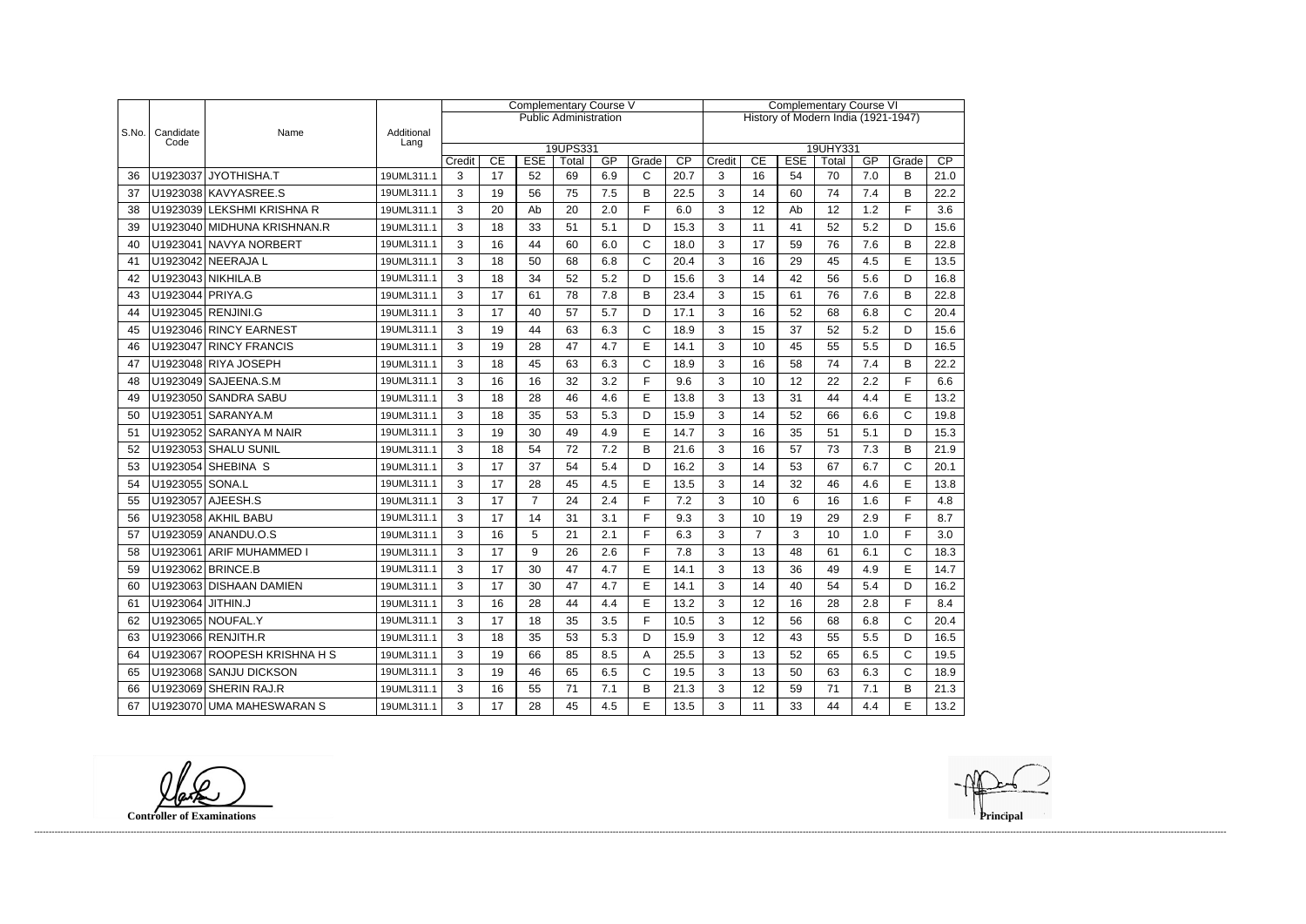| S.No. | Candidate Code | Name | Additional Lang | Complementary Course V | | | | | | | Complementary Course VI | | | | | | |
|---|---|---|---|---|---|---|---|---|---|---|---|---|---|---|---|---|---|
| | | | | Public Administration | | | | | | | History of Modern India (1921-1947) | | | | | | |
| | | | | 19UPS331 | | | | | | | 19UHY331 | | | | | | |
| | | | | Credit | CE | ESE | Total | GP | Grade | CP | Credit | CE | ESE | Total | GP | Grade | CP |
| 36 | U1923037 | JYOTHISHA.T | 19UML311.1 | 3 | 17 | 52 | 69 | 6.9 | C | 20.7 | 3 | 16 | 54 | 70 | 7.0 | B | 21.0 |
| 37 | U1923038 | KAVYASREE.S | 19UML311.1 | 3 | 19 | 56 | 75 | 7.5 | B | 22.5 | 3 | 14 | 60 | 74 | 7.4 | B | 22.2 |
| 38 | U1923039 | LEKSHMI KRISHNA R | 19UML311.1 | 3 | 20 | Ab | 20 | 2.0 | F | 6.0 | 3 | 12 | Ab | 12 | 1.2 | F | 3.6 |
| 39 | U1923040 | MIDHUNA KRISHNAN.R | 19UML311.1 | 3 | 18 | 33 | 51 | 5.1 | D | 15.3 | 3 | 11 | 41 | 52 | 5.2 | D | 15.6 |
| 40 | U1923041 | NAVYA NORBERT | 19UML311.1 | 3 | 16 | 44 | 60 | 6.0 | C | 18.0 | 3 | 17 | 59 | 76 | 7.6 | B | 22.8 |
| 41 | U1923042 | NEERAJA L | 19UML311.1 | 3 | 18 | 50 | 68 | 6.8 | C | 20.4 | 3 | 16 | 29 | 45 | 4.5 | E | 13.5 |
| 42 | U1923043 | NIKHILA.B | 19UML311.1 | 3 | 18 | 34 | 52 | 5.2 | D | 15.6 | 3 | 14 | 42 | 56 | 5.6 | D | 16.8 |
| 43 | U1923044 | PRIYA.G | 19UML311.1 | 3 | 17 | 61 | 78 | 7.8 | B | 23.4 | 3 | 15 | 61 | 76 | 7.6 | B | 22.8 |
| 44 | U1923045 | RENJINI.G | 19UML311.1 | 3 | 17 | 40 | 57 | 5.7 | D | 17.1 | 3 | 16 | 52 | 68 | 6.8 | C | 20.4 |
| 45 | U1923046 | RINCY EARNEST | 19UML311.1 | 3 | 19 | 44 | 63 | 6.3 | C | 18.9 | 3 | 15 | 37 | 52 | 5.2 | D | 15.6 |
| 46 | U1923047 | RINCY FRANCIS | 19UML311.1 | 3 | 19 | 28 | 47 | 4.7 | E | 14.1 | 3 | 10 | 45 | 55 | 5.5 | D | 16.5 |
| 47 | U1923048 | RIYA JOSEPH | 19UML311.1 | 3 | 18 | 45 | 63 | 6.3 | C | 18.9 | 3 | 16 | 58 | 74 | 7.4 | B | 22.2 |
| 48 | U1923049 | SAJEENA.S.M | 19UML311.1 | 3 | 16 | 16 | 32 | 3.2 | F | 9.6 | 3 | 10 | 12 | 22 | 2.2 | F | 6.6 |
| 49 | U1923050 | SANDRA SABU | 19UML311.1 | 3 | 18 | 28 | 46 | 4.6 | E | 13.8 | 3 | 13 | 31 | 44 | 4.4 | E | 13.2 |
| 50 | U1923051 | SARANYA.M | 19UML311.1 | 3 | 18 | 35 | 53 | 5.3 | D | 15.9 | 3 | 14 | 52 | 66 | 6.6 | C | 19.8 |
| 51 | U1923052 | SARANYA M NAIR | 19UML311.1 | 3 | 19 | 30 | 49 | 4.9 | E | 14.7 | 3 | 16 | 35 | 51 | 5.1 | D | 15.3 |
| 52 | U1923053 | SHALU SUNIL | 19UML311.1 | 3 | 18 | 54 | 72 | 7.2 | B | 21.6 | 3 | 16 | 57 | 73 | 7.3 | B | 21.9 |
| 53 | U1923054 | SHEBINA S | 19UML311.1 | 3 | 17 | 37 | 54 | 5.4 | D | 16.2 | 3 | 14 | 53 | 67 | 6.7 | C | 20.1 |
| 54 | U1923055 | SONA.L | 19UML311.1 | 3 | 17 | 28 | 45 | 4.5 | E | 13.5 | 3 | 14 | 32 | 46 | 4.6 | E | 13.8 |
| 55 | U1923057 | AJEESH.S | 19UML311.1 | 3 | 17 | 7 | 24 | 2.4 | F | 7.2 | 3 | 10 | 6 | 16 | 1.6 | F | 4.8 |
| 56 | U1923058 | AKHIL BABU | 19UML311.1 | 3 | 17 | 14 | 31 | 3.1 | F | 9.3 | 3 | 10 | 19 | 29 | 2.9 | F | 8.7 |
| 57 | U1923059 | ANANDU.O.S | 19UML311.1 | 3 | 16 | 5 | 21 | 2.1 | F | 6.3 | 3 | 7 | 3 | 10 | 1.0 | F | 3.0 |
| 58 | U1923061 | ARIF MUHAMMED I | 19UML311.1 | 3 | 17 | 9 | 26 | 2.6 | F | 7.8 | 3 | 13 | 48 | 61 | 6.1 | C | 18.3 |
| 59 | U1923062 | BRINCE.B | 19UML311.1 | 3 | 17 | 30 | 47 | 4.7 | E | 14.1 | 3 | 13 | 36 | 49 | 4.9 | E | 14.7 |
| 60 | U1923063 | DISHAAN DAMIEN | 19UML311.1 | 3 | 17 | 30 | 47 | 4.7 | E | 14.1 | 3 | 14 | 40 | 54 | 5.4 | D | 16.2 |
| 61 | U1923064 | JITHIN.J | 19UML311.1 | 3 | 16 | 28 | 44 | 4.4 | E | 13.2 | 3 | 12 | 16 | 28 | 2.8 | F | 8.4 |
| 62 | U1923065 | NOUFAL.Y | 19UML311.1 | 3 | 17 | 18 | 35 | 3.5 | F | 10.5 | 3 | 12 | 56 | 68 | 6.8 | C | 20.4 |
| 63 | U1923066 | RENJITH.R | 19UML311.1 | 3 | 18 | 35 | 53 | 5.3 | D | 15.9 | 3 | 12 | 43 | 55 | 5.5 | D | 16.5 |
| 64 | U1923067 | ROOPESH KRISHNA H S | 19UML311.1 | 3 | 19 | 66 | 85 | 8.5 | A | 25.5 | 3 | 13 | 52 | 65 | 6.5 | C | 19.5 |
| 65 | U1923068 | SANJU DICKSON | 19UML311.1 | 3 | 19 | 46 | 65 | 6.5 | C | 19.5 | 3 | 13 | 50 | 63 | 6.3 | C | 18.9 |
| 66 | U1923069 | SHERIN RAJ.R | 19UML311.1 | 3 | 16 | 55 | 71 | 7.1 | B | 21.3 | 3 | 12 | 59 | 71 | 7.1 | B | 21.3 |
| 67 | U1923070 | UMA MAHESWARAN S | 19UML311.1 | 3 | 17 | 28 | 45 | 4.5 | E | 13.5 | 3 | 11 | 33 | 44 | 4.4 | E | 13.2 |

**Controller of Examinations**

**Principal**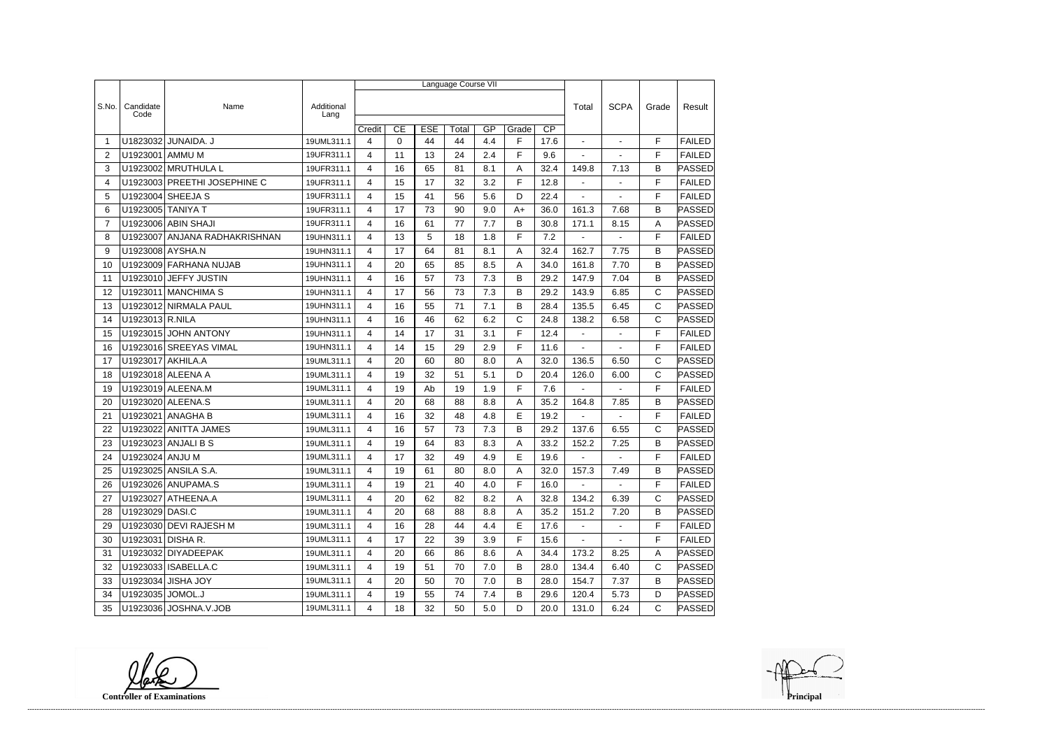| S.No. | Candidate Code | Name | Additional Lang | Language Course VII | | | | | | | Total | SCPA | Grade | Result |
|---|---|---|---|---|---|---|---|---|---|---|---|---|---|---|
| | | | | Credit | CE | ESE | Total | GP | Grade | CP | | | | |
| 1 | U1823032 | JUNAIDA. J | 19UML311.1 | 4 | 0 | 44 | 44 | 4.4 | F | 17.6 | - | - | F | FAILED |
| 2 | U1923001 | AMMU M | 19UFR311.1 | 4 | 11 | 13 | 24 | 2.4 | F | 9.6 | - | - | F | FAILED |
| 3 | U1923002 | MRUTHULA L | 19UFR311.1 | 4 | 16 | 65 | 81 | 8.1 | A | 32.4 | 149.8 | 7.13 | B | PASSED |
| 4 | U1923003 | PREETHI JOSEPHINE C | 19UFR311.1 | 4 | 15 | 17 | 32 | 3.2 | F | 12.8 | - | - | F | FAILED |
| 5 | U1923004 | SHEEJA S | 19UFR311.1 | 4 | 15 | 41 | 56 | 5.6 | D | 22.4 | - | - | F | FAILED |
| 6 | U1923005 | TANIYA T | 19UFR311.1 | 4 | 17 | 73 | 90 | 9.0 | A+ | 36.0 | 161.3 | 7.68 | B | PASSED |
| 7 | U1923006 | ABIN SHAJI | 19UFR311.1 | 4 | 16 | 61 | 77 | 7.7 | B | 30.8 | 171.1 | 8.15 | A | PASSED |
| 8 | U1923007 | ANJANA RADHAKRISHNAN | 19UHN311.1 | 4 | 13 | 5 | 18 | 1.8 | F | 7.2 | - | - | F | FAILED |
| 9 | U1923008 | AYSHA.N | 19UHN311.1 | 4 | 17 | 64 | 81 | 8.1 | A | 32.4 | 162.7 | 7.75 | B | PASSED |
| 10 | U1923009 | FARHANA NUJAB | 19UHN311.1 | 4 | 20 | 65 | 85 | 8.5 | A | 34.0 | 161.8 | 7.70 | B | PASSED |
| 11 | U1923010 | JEFFY JUSTIN | 19UHN311.1 | 4 | 16 | 57 | 73 | 7.3 | B | 29.2 | 147.9 | 7.04 | B | PASSED |
| 12 | U1923011 | MANCHIMA S | 19UHN311.1 | 4 | 17 | 56 | 73 | 7.3 | B | 29.2 | 143.9 | 6.85 | C | PASSED |
| 13 | U1923012 | NIRMALA PAUL | 19UHN311.1 | 4 | 16 | 55 | 71 | 7.1 | B | 28.4 | 135.5 | 6.45 | C | PASSED |
| 14 | U1923013 | R.NILA | 19UHN311.1 | 4 | 16 | 46 | 62 | 6.2 | C | 24.8 | 138.2 | 6.58 | C | PASSED |
| 15 | U1923015 | JOHN ANTONY | 19UHN311.1 | 4 | 14 | 17 | 31 | 3.1 | F | 12.4 | - | - | F | FAILED |
| 16 | U1923016 | SREEYAS VIMAL | 19UHN311.1 | 4 | 14 | 15 | 29 | 2.9 | F | 11.6 | - | - | F | FAILED |
| 17 | U1923017 | AKHILA.A | 19UML311.1 | 4 | 20 | 60 | 80 | 8.0 | A | 32.0 | 136.5 | 6.50 | C | PASSED |
| 18 | U1923018 | ALEENA A | 19UML311.1 | 4 | 19 | 32 | 51 | 5.1 | D | 20.4 | 126.0 | 6.00 | C | PASSED |
| 19 | U1923019 | ALEENA.M | 19UML311.1 | 4 | 19 | Ab | 19 | 1.9 | F | 7.6 | - | - | F | FAILED |
| 20 | U1923020 | ALEENA.S | 19UML311.1 | 4 | 20 | 68 | 88 | 8.8 | A | 35.2 | 164.8 | 7.85 | B | PASSED |
| 21 | U1923021 | ANAGHA B | 19UML311.1 | 4 | 16 | 32 | 48 | 4.8 | E | 19.2 | - | - | F | FAILED |
| 22 | U1923022 | ANITTA JAMES | 19UML311.1 | 4 | 16 | 57 | 73 | 7.3 | B | 29.2 | 137.6 | 6.55 | C | PASSED |
| 23 | U1923023 | ANJALI B S | 19UML311.1 | 4 | 19 | 64 | 83 | 8.3 | A | 33.2 | 152.2 | 7.25 | B | PASSED |
| 24 | U1923024 | ANJU M | 19UML311.1 | 4 | 17 | 32 | 49 | 4.9 | E | 19.6 | - | - | F | FAILED |
| 25 | U1923025 | ANSILA S.A. | 19UML311.1 | 4 | 19 | 61 | 80 | 8.0 | A | 32.0 | 157.3 | 7.49 | B | PASSED |
| 26 | U1923026 | ANUPAMA.S | 19UML311.1 | 4 | 19 | 21 | 40 | 4.0 | F | 16.0 | - | - | F | FAILED |
| 27 | U1923027 | ATHEENA.A | 19UML311.1 | 4 | 20 | 62 | 82 | 8.2 | A | 32.8 | 134.2 | 6.39 | C | PASSED |
| 28 | U1923029 | DASI.C | 19UML311.1 | 4 | 20 | 68 | 88 | 8.8 | A | 35.2 | 151.2 | 7.20 | B | PASSED |
| 29 | U1923030 | DEVI RAJESH M | 19UML311.1 | 4 | 16 | 28 | 44 | 4.4 | E | 17.6 | - | - | F | FAILED |
| 30 | U1923031 | DISHA R. | 19UML311.1 | 4 | 17 | 22 | 39 | 3.9 | F | 15.6 | - | - | F | FAILED |
| 31 | U1923032 | DIYADEEPAK | 19UML311.1 | 4 | 20 | 66 | 86 | 8.6 | A | 34.4 | 173.2 | 8.25 | A | PASSED |
| 32 | U1923033 | ISABELLA.C | 19UML311.1 | 4 | 19 | 51 | 70 | 7.0 | B | 28.0 | 134.4 | 6.40 | C | PASSED |
| 33 | U1923034 | JISHA JOY | 19UML311.1 | 4 | 20 | 50 | 70 | 7.0 | B | 28.0 | 154.7 | 7.37 | B | PASSED |
| 34 | U1923035 | JOMOL.J | 19UML311.1 | 4 | 19 | 55 | 74 | 7.4 | B | 29.6 | 120.4 | 5.73 | D | PASSED |
| 35 | U1923036 | JOSHNA.V.JOB | 19UML311.1 | 4 | 18 | 32 | 50 | 5.0 | D | 20.0 | 131.0 | 6.24 | C | PASSED |

**Controller of Examinations**

**Principal**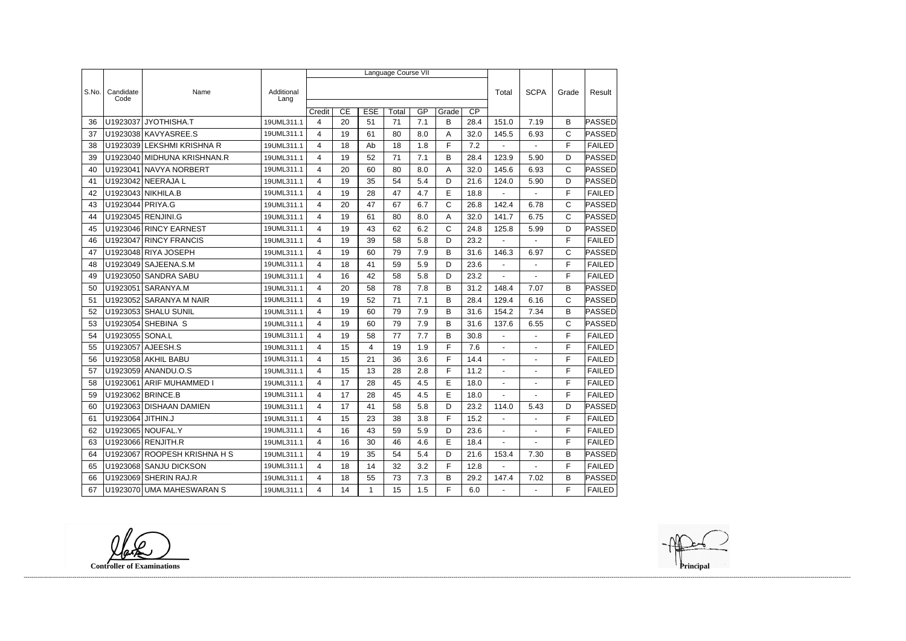| S.No. | Candidate Code | Name | Additional Lang | Language Course VII | | | | | | | Total | SCPA | Grade | Result |
|---|---|---|---|---|---|---|---|---|---|---|---|---|---|---|
| | | | | Credit | CE | ESE | Total | GP | Grade | CP | | | | |
| 36 | U1923037 | JYOTHISHA.T | 19UML311.1 | 4 | 20 | 51 | 71 | 7.1 | B | 28.4 | 151.0 | 7.19 | B | PASSED |
| 37 | U1923038 | KAVYASREE.S | 19UML311.1 | 4 | 19 | 61 | 80 | 8.0 | A | 32.0 | 145.5 | 6.93 | C | PASSED |
| 38 | U1923039 | LEKSHMI KRISHNA R | 19UML311.1 | 4 | 18 | Ab | 18 | 1.8 | F | 7.2 | - | - | F | FAILED |
| 39 | U1923040 | MIDHUNA KRISHNAN.R | 19UML311.1 | 4 | 19 | 52 | 71 | 7.1 | B | 28.4 | 123.9 | 5.90 | D | PASSED |
| 40 | U1923041 | NAVYA NORBERT | 19UML311.1 | 4 | 20 | 60 | 80 | 8.0 | A | 32.0 | 145.6 | 6.93 | C | PASSED |
| 41 | U1923042 | NEERAJA L | 19UML311.1 | 4 | 19 | 35 | 54 | 5.4 | D | 21.6 | 124.0 | 5.90 | D | PASSED |
| 42 | U1923043 | NIKHILA.B | 19UML311.1 | 4 | 19 | 28 | 47 | 4.7 | E | 18.8 | - | - | F | FAILED |
| 43 | U1923044 | PRIYA.G | 19UML311.1 | 4 | 20 | 47 | 67 | 6.7 | C | 26.8 | 142.4 | 6.78 | C | PASSED |
| 44 | U1923045 | RENJINI.G | 19UML311.1 | 4 | 19 | 61 | 80 | 8.0 | A | 32.0 | 141.7 | 6.75 | C | PASSED |
| 45 | U1923046 | RINCY EARNEST | 19UML311.1 | 4 | 19 | 43 | 62 | 6.2 | C | 24.8 | 125.8 | 5.99 | D | PASSED |
| 46 | U1923047 | RINCY FRANCIS | 19UML311.1 | 4 | 19 | 39 | 58 | 5.8 | D | 23.2 | - | - | F | FAILED |
| 47 | U1923048 | RIYA JOSEPH | 19UML311.1 | 4 | 19 | 60 | 79 | 7.9 | B | 31.6 | 146.3 | 6.97 | C | PASSED |
| 48 | U1923049 | SAJEENA.S.M | 19UML311.1 | 4 | 18 | 41 | 59 | 5.9 | D | 23.6 | - | - | F | FAILED |
| 49 | U1923050 | SANDRA SABU | 19UML311.1 | 4 | 16 | 42 | 58 | 5.8 | D | 23.2 | - | - | F | FAILED |
| 50 | U1923051 | SARANYA.M | 19UML311.1 | 4 | 20 | 58 | 78 | 7.8 | B | 31.2 | 148.4 | 7.07 | B | PASSED |
| 51 | U1923052 | SARANYA M NAIR | 19UML311.1 | 4 | 19 | 52 | 71 | 7.1 | B | 28.4 | 129.4 | 6.16 | C | PASSED |
| 52 | U1923053 | SHALU SUNIL | 19UML311.1 | 4 | 19 | 60 | 79 | 7.9 | B | 31.6 | 154.2 | 7.34 | B | PASSED |
| 53 | U1923054 | SHEBINA S | 19UML311.1 | 4 | 19 | 60 | 79 | 7.9 | B | 31.6 | 137.6 | 6.55 | C | PASSED |
| 54 | U1923055 | SONA.L | 19UML311.1 | 4 | 19 | 58 | 77 | 7.7 | B | 30.8 | - | - | F | FAILED |
| 55 | U1923057 | AJEESH.S | 19UML311.1 | 4 | 15 | 4 | 19 | 1.9 | F | 7.6 | - | - | F | FAILED |
| 56 | U1923058 | AKHIL BABU | 19UML311.1 | 4 | 15 | 21 | 36 | 3.6 | F | 14.4 | - | - | F | FAILED |
| 57 | U1923059 | ANANDU.O.S | 19UML311.1 | 4 | 15 | 13 | 28 | 2.8 | F | 11.2 | - | - | F | FAILED |
| 58 | U1923061 | ARIF MUHAMMED I | 19UML311.1 | 4 | 17 | 28 | 45 | 4.5 | E | 18.0 | - | - | F | FAILED |
| 59 | U1923062 | BRINCE.B | 19UML311.1 | 4 | 17 | 28 | 45 | 4.5 | E | 18.0 | - | - | F | FAILED |
| 60 | U1923063 | DISHAAN DAMIEN | 19UML311.1 | 4 | 17 | 41 | 58 | 5.8 | D | 23.2 | 114.0 | 5.43 | D | PASSED |
| 61 | U1923064 | JITHIN.J | 19UML311.1 | 4 | 15 | 23 | 38 | 3.8 | F | 15.2 | - | - | F | FAILED |
| 62 | U1923065 | NOUFAL.Y | 19UML311.1 | 4 | 16 | 43 | 59 | 5.9 | D | 23.6 | - | - | F | FAILED |
| 63 | U1923066 | RENJITH.R | 19UML311.1 | 4 | 16 | 30 | 46 | 4.6 | E | 18.4 | - | - | F | FAILED |
| 64 | U1923067 | ROOPESH KRISHNA H S | 19UML311.1 | 4 | 19 | 35 | 54 | 5.4 | D | 21.6 | 153.4 | 7.30 | B | PASSED |
| 65 | U1923068 | SANJU DICKSON | 19UML311.1 | 4 | 18 | 14 | 32 | 3.2 | F | 12.8 | - | - | F | FAILED |
| 66 | U1923069 | SHERIN RAJ.R | 19UML311.1 | 4 | 18 | 55 | 73 | 7.3 | B | 29.2 | 147.4 | 7.02 | B | PASSED |
| 67 | U1923070 | UMA MAHESWARAN S | 19UML311.1 | 4 | 14 | 1 | 15 | 1.5 | F | 6.0 | - | - | F | FAILED |

**Controller of Examinations**

**Principal**